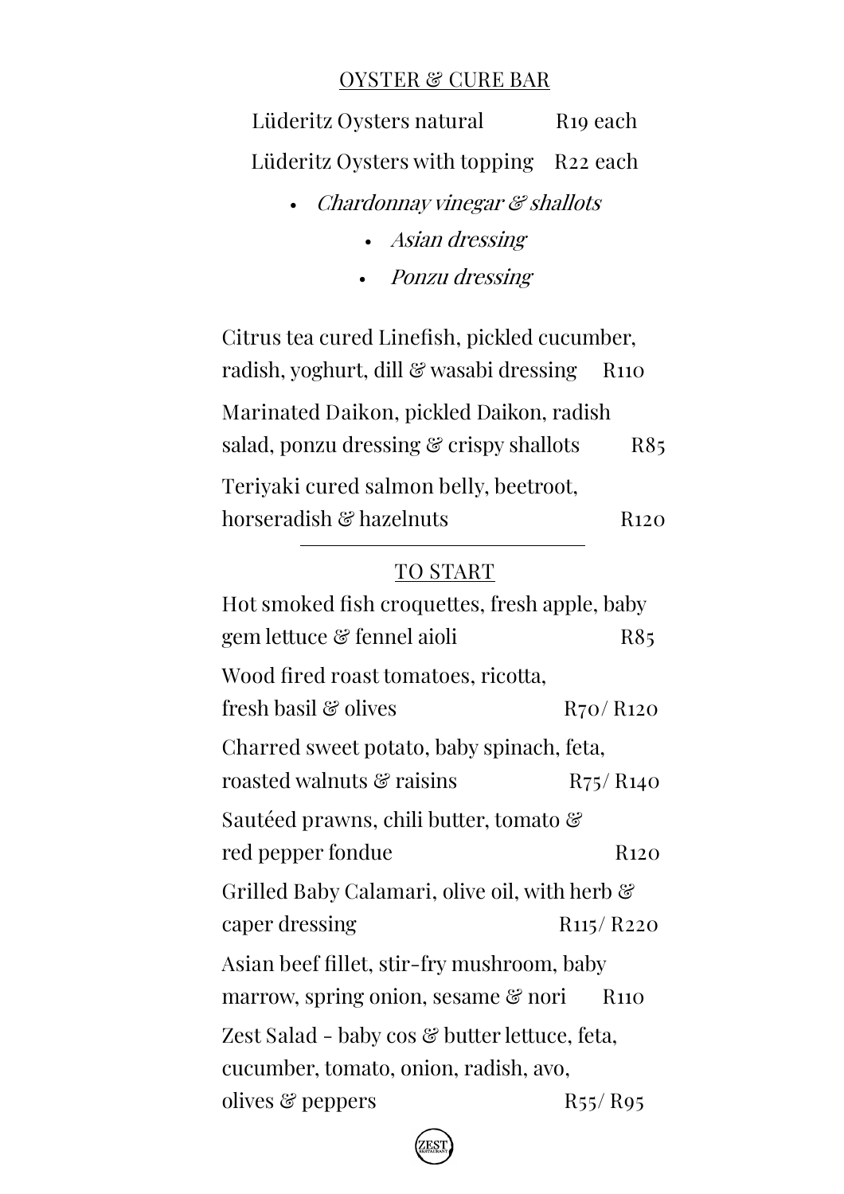## OYSTER & CURE BAR

Lüderitz Oysters natural R19 each

Lüderitz Oysters with topping R22 each

- *Chardonnay vinegar & shallots*
- *Asian dressing*
- *Ponzu dressing*

Citrus tea cured Linefish, pickled cucumber, radish, yoghurt, dill & wasabi dressing R110

Marinated Daikon, pickled Daikon, radish salad, ponzu dressing & crispy shallots R85

Teriyaki cured salmon belly, beetroot, horseradish & hazelnuts R120

---

## TO START

Hot smoked fish croquettes, fresh apple, baby gem lettuce & fennel aioli R85

Wood fired roast tomatoes, ricotta, fresh basil & olives R70/ R120

Charred sweet potato, baby spinach, feta, roasted walnuts & raisins R75/ R140

Sautéed prawns, chili butter, tomato & red pepper fondue R120

Grilled Baby Calamari, olive oil, with herb & caper dressing R115/ R220

Asian beef fillet, stir-fry mushroom, baby marrow, spring onion, sesame & nori R110

Zest Salad - baby cos & butter lettuce, feta, cucumber, tomato, onion, radish, avo, olives & peppers R55/ R95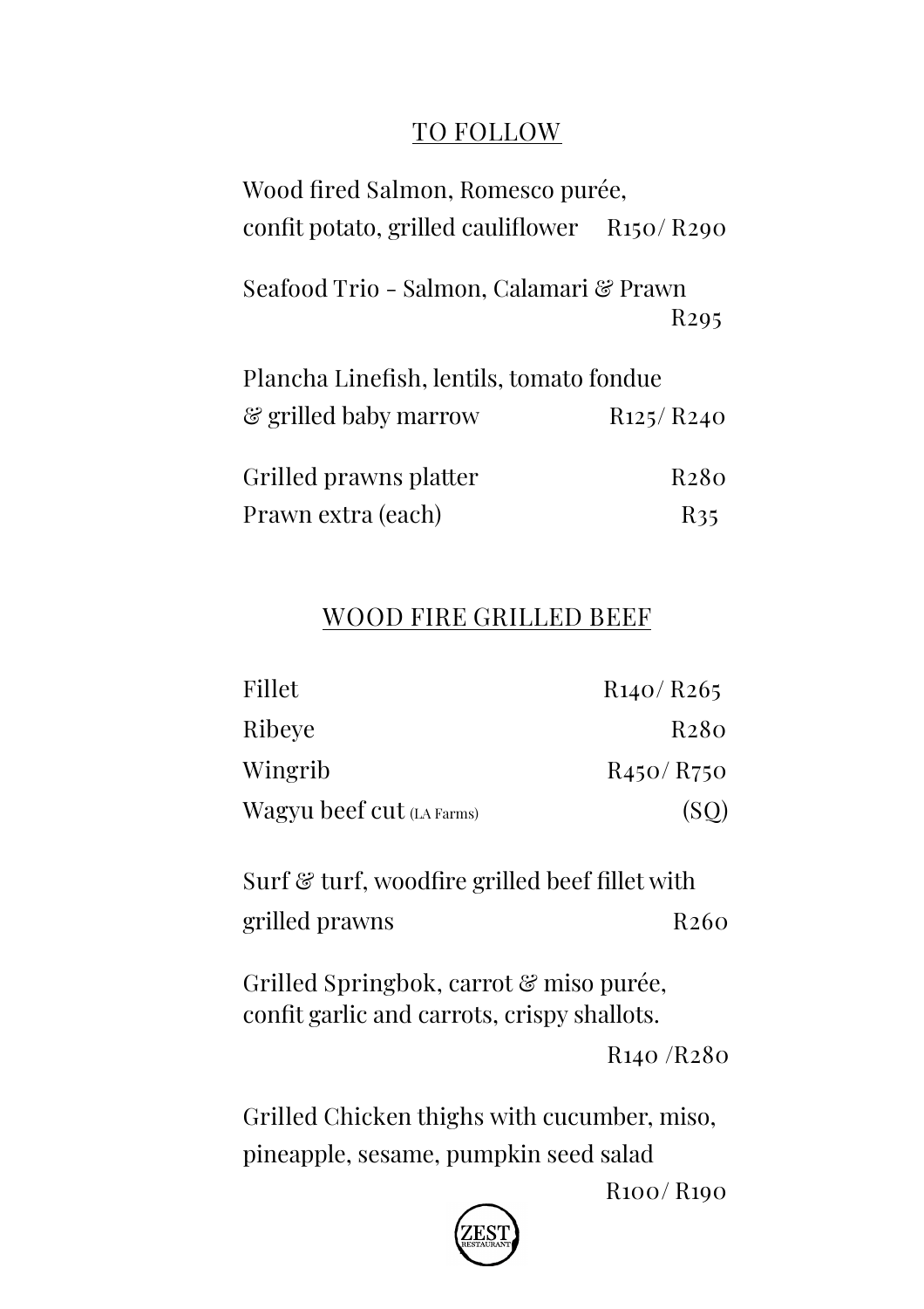## TO FOLLOW

Wood fired Salmon, Romesco purée, confit potato, grilled cauliflower R150/ R290

Seafood Trio - Salmon, Calamari & Prawn R295

Plancha Linefish, lentils, tomato fondue & grilled baby marrow R125/ R240

Grilled prawns platter R280

Prawn extra (each) R35

## WOOD FIRE GRILLED BEEF

Fillet R140/ R265

Ribeye R280

Wingrib R450/ R750

Wagyu beef cut (LA Farms) (SQ)

Surf & turf, woodfire grilled beef fillet with grilled prawns R260

Grilled Springbok, carrot & miso purée, confit garlic and carrots, crispy shallots. R140 /R280

Grilled Chicken thighs with cucumber, miso, pineapple, sesame, pumpkin seed salad R100/ R190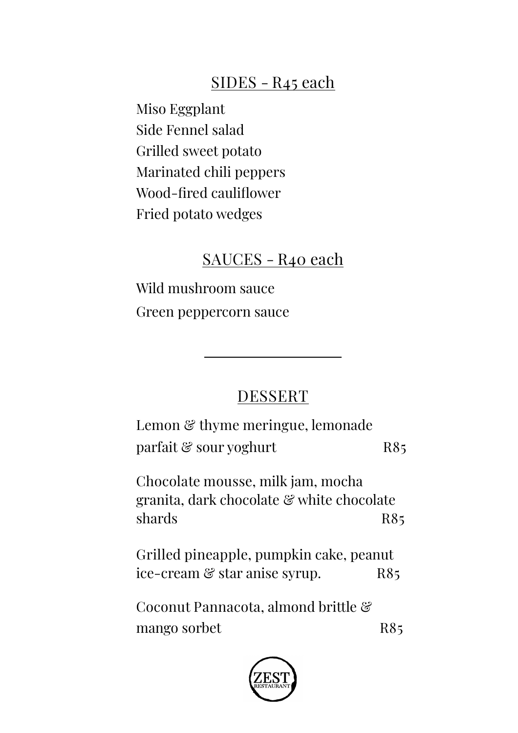## SIDES - R45 each

Miso Eggplant
Side Fennel salad
Grilled sweet potato
Marinated chili peppers
Wood-fired cauliflower
Fried potato wedges

## SAUCES - R40 each

Wild mushroom sauce
Green peppercorn sauce

---

## DESSERT

Lemon & thyme meringue, lemonade parfait & sour yoghurt R85

Chocolate mousse, milk jam, mocha granita, dark chocolate & white chocolate shards R85

Grilled pineapple, pumpkin cake, peanut ice-cream & star anise syrup. R85

Coconut Pannacota, almond brittle & mango sorbet R85

ZEST RESTAURANT